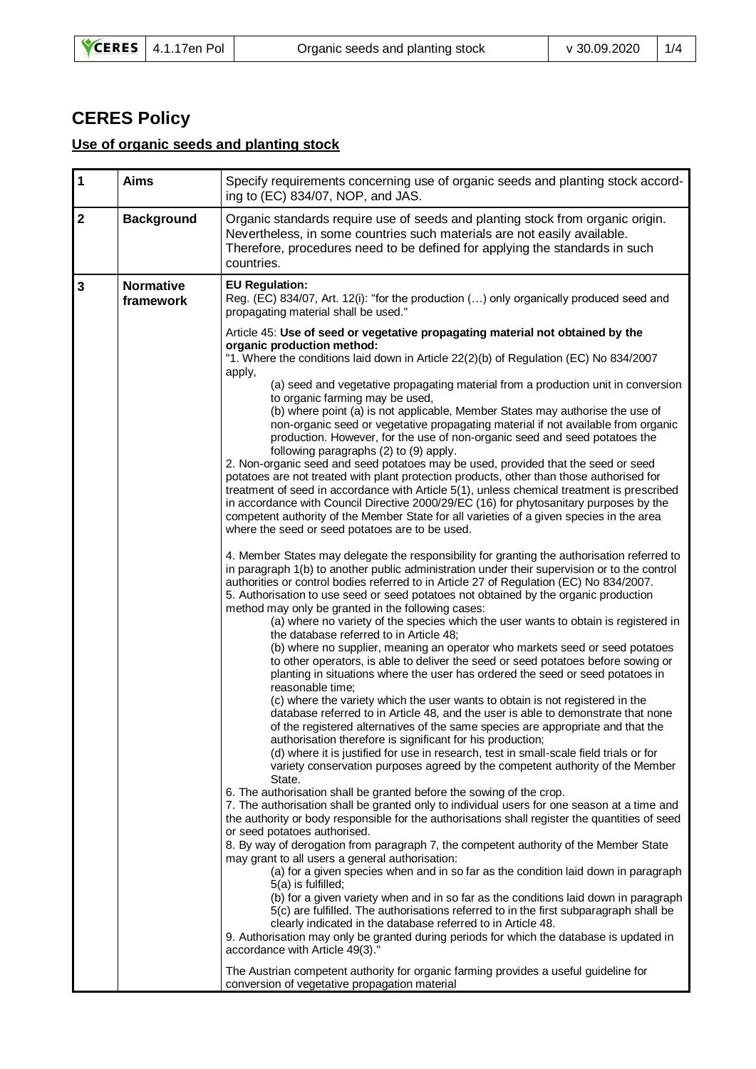# CERES Policy

## Use of organic seeds and planting stock

| | | |
|---|---|---|
| **1** | **Aims** | Specify requirements concerning use of organic seeds and planting stock according to (EC) 834/07, NOP, and JAS. |
| **2** | **Background** | Organic standards require use of seeds and planting stock from organic origin. Nevertheless, in some countries such materials are not easily available. Therefore, procedures need to be defined for applying the standards in such countries. |
| **3** | **Normative framework** | **EU Regulation:**<br>Reg. (EC) 834/07, Art. 12(i): "for the production (…) only organically produced seed and propagating material shall be used."<br><br>Article 45: **Use of seed or vegetative propagating material not obtained by the organic production method:**<br>"1. Where the conditions laid down in Article 22(2)(b) of Regulation (EC) No 834/2007 apply,<br>(a) seed and vegetative propagating material from a production unit in conversion to organic farming may be used,<br>(b) where point (a) is not applicable, Member States may authorise the use of non-organic seed or vegetative propagating material if not available from organic production. However, for the use of non-organic seed and seed potatoes the following paragraphs (2) to (9) apply.<br>2. Non-organic seed and seed potatoes may be used, provided that the seed or seed potatoes are not treated with plant protection products, other than those authorised for treatment of seed in accordance with Article 5(1), unless chemical treatment is prescribed in accordance with Council Directive 2000/29/EC (16) for phytosanitary purposes by the competent authority of the Member State for all varieties of a given species in the area where the seed or seed potatoes are to be used.<br><br>4. Member States may delegate the responsibility for granting the authorisation referred to in paragraph 1(b) to another public administration under their supervision or to the control authorities or control bodies referred to in Article 27 of Regulation (EC) No 834/2007.<br>5. Authorisation to use seed or seed potatoes not obtained by the organic production method may only be granted in the following cases:<br>(a) where no variety of the species which the user wants to obtain is registered in the database referred to in Article 48;<br>(b) where no supplier, meaning an operator who markets seed or seed potatoes to other operators, is able to deliver the seed or seed potatoes before sowing or planting in situations where the user has ordered the seed or seed potatoes in reasonable time;<br>(c) where the variety which the user wants to obtain is not registered in the database referred to in Article 48, and the user is able to demonstrate that none of the registered alternatives of the same species are appropriate and that the authorisation therefore is significant for his production;<br>(d) where it is justified for use in research, test in small-scale field trials or for variety conservation purposes agreed by the competent authority of the Member State.<br>6. The authorisation shall be granted before the sowing of the crop.<br>7. The authorisation shall be granted only to individual users for one season at a time and the authority or body responsible for the authorisations shall register the quantities of seed or seed potatoes authorised.<br>8. By way of derogation from paragraph 7, the competent authority of the Member State may grant to all users a general authorisation:<br>(a) for a given species when and in so far as the condition laid down in paragraph 5(a) is fulfilled;<br>(b) for a given variety when and in so far as the conditions laid down in paragraph 5(c) are fulfilled. The authorisations referred to in the first subparagraph shall be clearly indicated in the database referred to in Article 48.<br>9. Authorisation may only be granted during periods for which the database is updated in accordance with Article 49(3)."<br><br>The Austrian competent authority for organic farming provides a useful guideline for conversion of vegetative propagation material |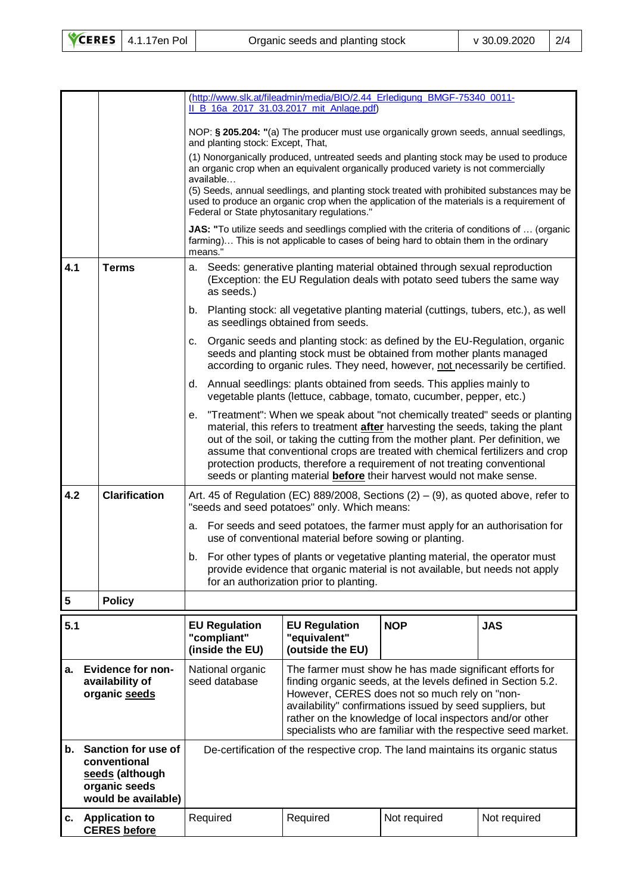| | | |
|---|---|---|
| | | (http://www.slk.at/fileadmin/media/BIO/2.44_Erledigung_BMGF-75340_0011-II_B_16a_2017_31.03.2017_mit_Anlage.pdf)<br><br>NOP: **§ 205.204: "**(a) The producer must use organically grown seeds, annual seedlings, and planting stock: Except, That,<br>(1) Nonorganically produced, untreated seeds and planting stock may be used to produce an organic crop when an equivalent organically produced variety is not commercially available…<br>(5) Seeds, annual seedlings, and planting stock treated with prohibited substances may be used to produce an organic crop when the application of the materials is a requirement of Federal or State phytosanitary regulations."<br><br>**JAS: "**To utilize seeds and seedlings complied with the criteria of conditions of … (organic farming)… This is not applicable to cases of being hard to obtain them in the ordinary means." |
| **4.1** | **Terms** | a. Seeds: generative planting material obtained through sexual reproduction (Exception: the EU Regulation deals with potato seed tubers the same way as seeds.)<br>b. Planting stock: all vegetative planting material (cuttings, tubers, etc.), as well as seedlings obtained from seeds.<br>c. Organic seeds and planting stock: as defined by the EU-Regulation, organic seeds and planting stock must be obtained from mother plants managed according to organic rules. They need, however, not necessarily be certified.<br>d. Annual seedlings: plants obtained from seeds. This applies mainly to vegetable plants (lettuce, cabbage, tomato, cucumber, pepper, etc.)<br>e. "Treatment": When we speak about "not chemically treated" seeds or planting material, this refers to treatment **after** harvesting the seeds, taking the plant out of the soil, or taking the cutting from the mother plant. Per definition, we assume that conventional crops are treated with chemical fertilizers and crop protection products, therefore a requirement of not treating conventional seeds or planting material **before** their harvest would not make sense. |
| **4.2** | **Clarification** | Art. 45 of Regulation (EC) 889/2008, Sections (2) – (9), as quoted above, refer to "seeds and seed potatoes" only. Which means:<br>a. For seeds and seed potatoes, the farmer must apply for an authorisation for use of conventional material before sowing or planting.<br>b. For other types of plants or vegetative planting material, the operator must provide evidence that organic material is not available, but needs not apply for an authorization prior to planting. |
| **5** | **Policy** | |

| **5.1** | **EU Regulation "compliant" (inside the EU)** | **EU Regulation "equivalent" (outside the EU)** | **NOP** | **JAS** |
|---|---|---|---|---|
| **a. Evidence for non-availability of organic seeds** | National organic seed database | The farmer must show he has made significant efforts for finding organic seeds, at the levels defined in Section 5.2. However, CERES does not so much rely on "non-availability" confirmations issued by seed suppliers, but rather on the knowledge of local inspectors and/or other specialists who are familiar with the respective seed market. | | |
| **b. Sanction for use of conventional seeds (although organic seeds would be available)** | De-certification of the respective crop. The land maintains its organic status | | | |
| **c. Application to CERES before** | Required | Required | Not required | Not required |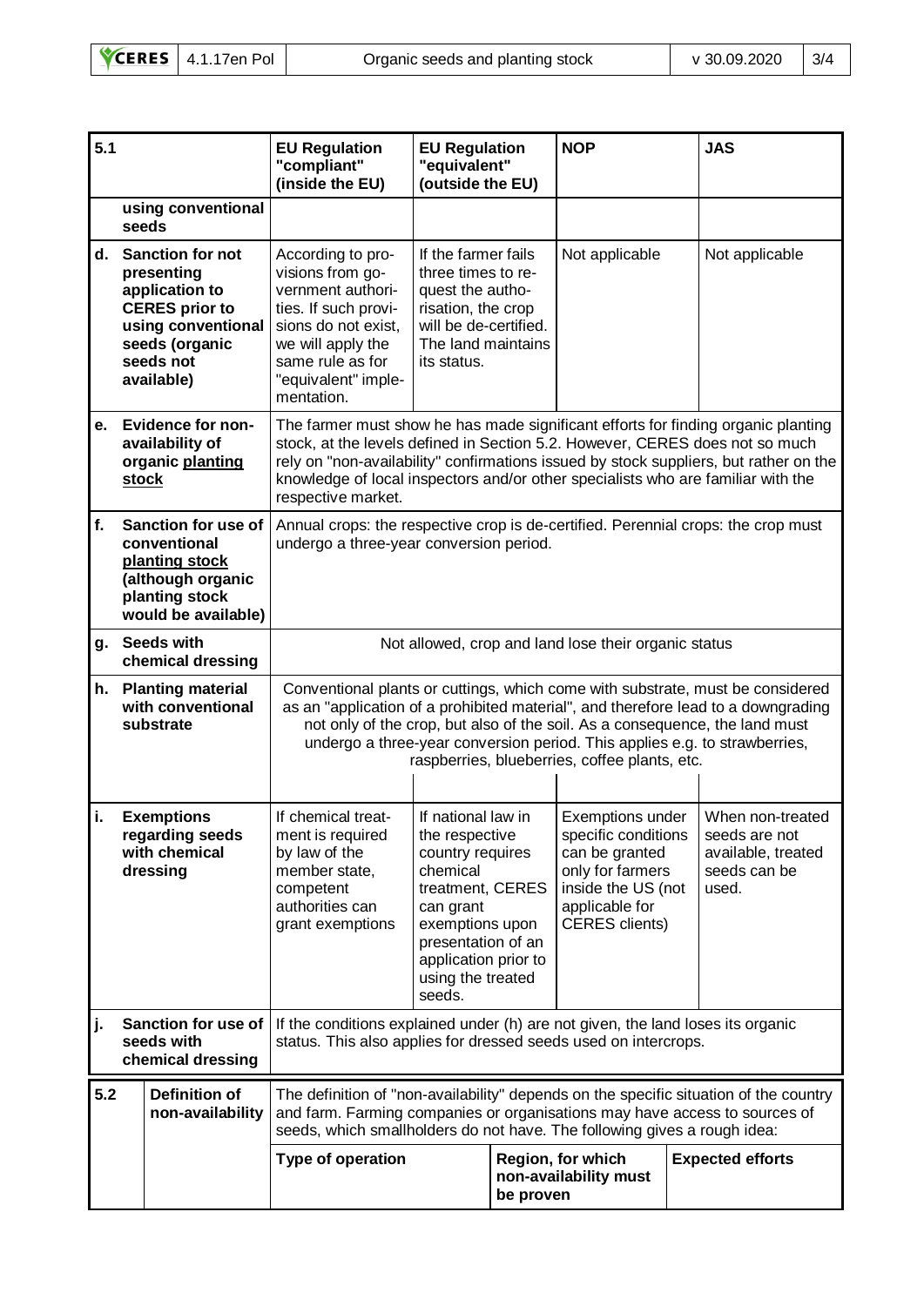| 5.1 | | EU Regulation "compliant" (inside the EU) | EU Regulation "equivalent" (outside the EU) | NOP | JAS |
|---|---|---|---|---|---|
| | **using conventional seeds** | | | | |
| d. | **Sanction for not presenting application to CERES prior to using conventional seeds (organic seeds not available)** | According to provisions from government authorities. If such provisions do not exist, we will apply the same rule as for "equivalent" implementation. | If the farmer fails three times to request the authorisation, the crop will be de-certified. The land maintains its status. | Not applicable | Not applicable |
| e. | **Evidence for non-availability of organic planting stock** | The farmer must show he has made significant efforts for finding organic planting stock, at the levels defined in Section 5.2. However, CERES does not so much rely on "non-availability" confirmations issued by stock suppliers, but rather on the knowledge of local inspectors and/or other specialists who are familiar with the respective market. | | | |
| f. | **Sanction for use of conventional planting stock (although organic planting stock would be available)** | Annual crops: the respective crop is de-certified. Perennial crops: the crop must undergo a three-year conversion period. | | | |
| g. | **Seeds with chemical dressing** | Not allowed, crop and land lose their organic status | | | |
| h. | **Planting material with conventional substrate** | Conventional plants or cuttings, which come with substrate, must be considered as an "application of a prohibited material", and therefore lead to a downgrading not only of the crop, but also of the soil. As a consequence, the land must undergo a three-year conversion period. This applies e.g. to strawberries, raspberries, blueberries, coffee plants, etc. | | | |
| i. | **Exemptions regarding seeds with chemical dressing** | If chemical treatment is required by law of the member state, competent authorities can grant exemptions | If national law in the respective country requires chemical treatment, CERES can grant exemptions upon presentation of an application prior to using the treated seeds. | Exemptions under specific conditions can be granted only for farmers inside the US (not applicable for CERES clients) | When non-treated seeds are not available, treated seeds can be used. |
| j. | **Sanction for use of seeds with chemical dressing** | If the conditions explained under (h) are not given, the land loses its organic status. This also applies for dressed seeds used on intercrops. | | | |

| 5.2 | Definition of non-availability | The definition of "non-availability" depends on the specific situation of the country and farm. Farming companies or organisations may have access to sources of seeds, which smallholders do not have. The following gives a rough idea: | | |
|---|---|---|---|---|
| | | **Type of operation** | **Region, for which non-availability must be proven** | **Expected efforts** |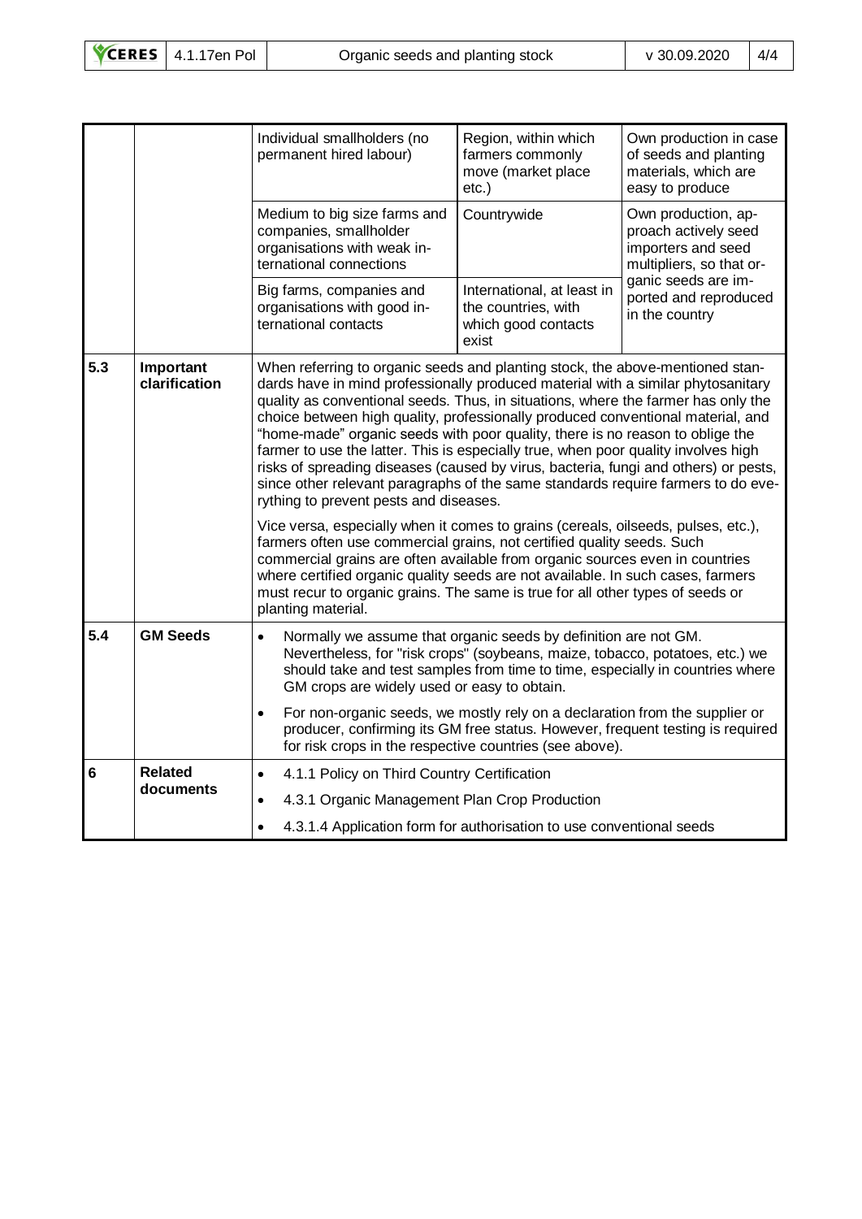| | | | | |
|---|---|---|---|---|
| | | Individual smallholders (no permanent hired labour) | Region, within which farmers commonly move (market place etc.) | Own production in case of seeds and planting materials, which are easy to produce |
| | | Medium to big size farms and companies, smallholder organisations with weak international connections | Countrywide | Own production, approach actively seed importers and seed multipliers, so that organic seeds are imported and reproduced in the country |
| | | Big farms, companies and organisations with good international contacts | International, at least in the countries, with which good contacts exist | |
| **5.3** | **Important clarification** | When referring to organic seeds and planting stock, the above-mentioned standards have in mind professionally produced material with a similar phytosanitary quality as conventional seeds. Thus, in situations, where the farmer has only the choice between high quality, professionally produced conventional material, and "home-made" organic seeds with poor quality, there is no reason to oblige the farmer to use the latter. This is especially true, when poor quality involves high risks of spreading diseases (caused by virus, bacteria, fungi and others) or pests, since other relevant paragraphs of the same standards require farmers to do everything to prevent pests and diseases.<br><br>Vice versa, especially when it comes to grains (cereals, oilseeds, pulses, etc.), farmers often use commercial grains, not certified quality seeds. Such commercial grains are often available from organic sources even in countries where certified organic quality seeds are not available. In such cases, farmers must recur to organic grains. The same is true for all other types of seeds or planting material. | | |
| **5.4** | **GM Seeds** | • Normally we assume that organic seeds by definition are not GM. Nevertheless, for "risk crops" (soybeans, maize, tobacco, potatoes, etc.) we should take and test samples from time to time, especially in countries where GM crops are widely used or easy to obtain.<br>• For non-organic seeds, we mostly rely on a declaration from the supplier or producer, confirming its GM free status. However, frequent testing is required for risk crops in the respective countries (see above). | | |
| **6** | **Related documents** | • 4.1.1 Policy on Third Country Certification<br>• 4.3.1 Organic Management Plan Crop Production<br>• 4.3.1.4 Application form for authorisation to use conventional seeds | | |